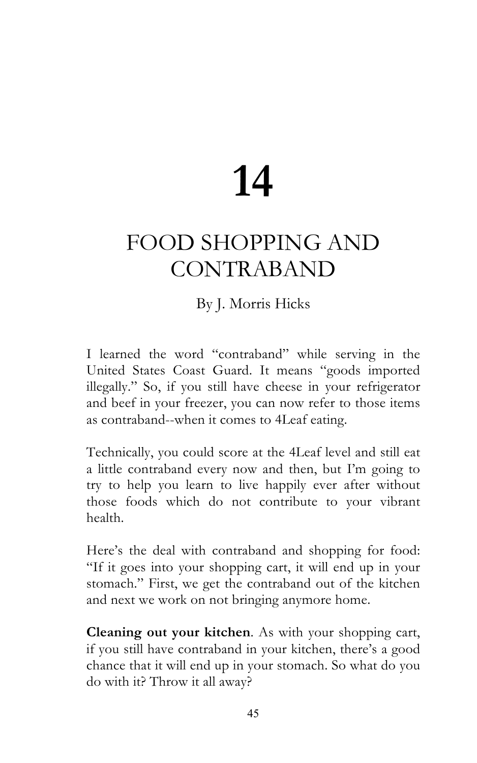# 14

# FOOD SHOPPING AND CONTRABAND

By J. Morris Hicks

I learned the word "contraband" while serving in the United States Coast Guard. It means "goods imported illegally." So, if you still have cheese in your refrigerator and beef in your freezer, you can now refer to those items as contraband--when it comes to 4Leaf eating.

Technically, you could score at the 4Leaf level and still eat a little contraband every now and then, but I'm going to try to help you learn to live happily ever after without those foods which do not contribute to your vibrant health.

Here's the deal with contraband and shopping for food: "If it goes into your shopping cart, it will end up in your stomach." First, we get the contraband out of the kitchen and next we work on not bringing anymore home.

**Cleaning out your kitchen**. As with your shopping cart, if you still have contraband in your kitchen, there's a good chance that it will end up in your stomach. So what do you do with it? Throw it all away?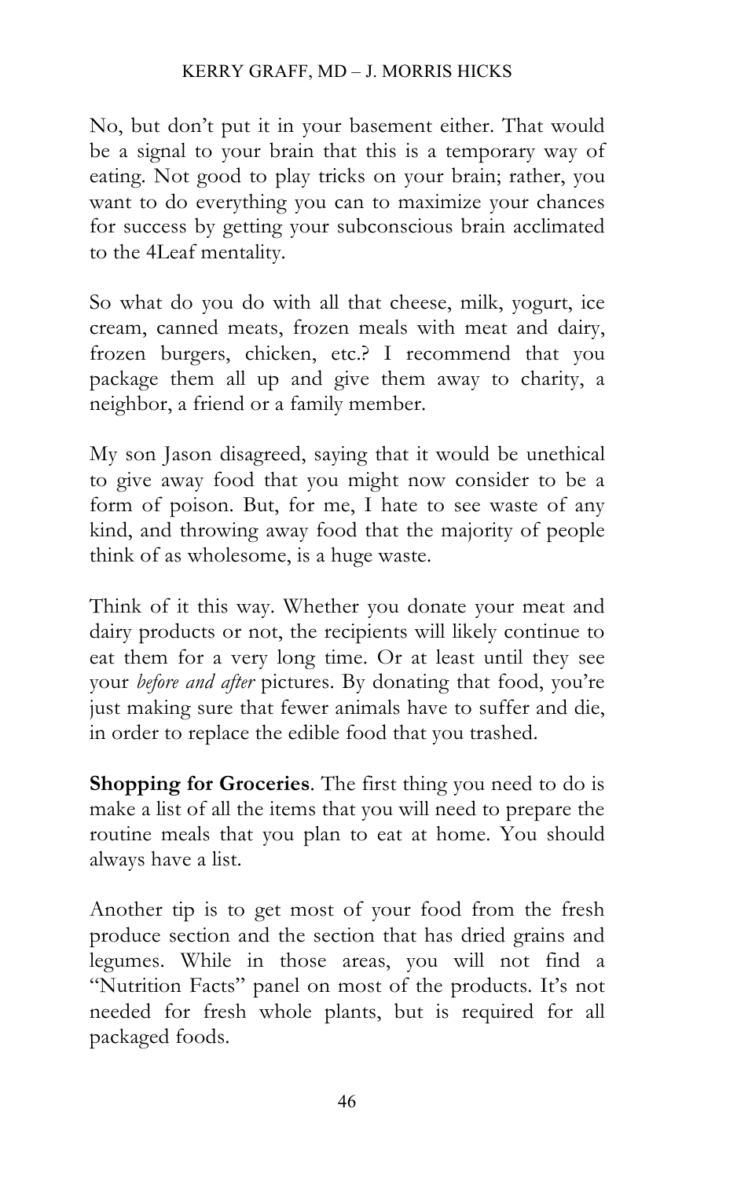No, but don't put it in your basement either. That would be a signal to your brain that this is a temporary way of eating. Not good to play tricks on your brain; rather, you want to do everything you can to maximize your chances for success by getting your subconscious brain acclimated to the 4Leaf mentality.

So what do you do with all that cheese, milk, yogurt, ice cream, canned meats, frozen meals with meat and dairy, frozen burgers, chicken, etc.? I recommend that you package them all up and give them away to charity, a neighbor, a friend or a family member.

My son Jason disagreed, saying that it would be unethical to give away food that you might now consider to be a form of poison. But, for me, I hate to see waste of any kind, and throwing away food that the majority of people think of as wholesome, is a huge waste.

Think of it this way. Whether you donate your meat and dairy products or not, the recipients will likely continue to eat them for a very long time. Or at least until they see your *before and after* pictures. By donating that food, you're just making sure that fewer animals have to suffer and die, in order to replace the edible food that you trashed.

**Shopping for Groceries**. The first thing you need to do is make a list of all the items that you will need to prepare the routine meals that you plan to eat at home. You should always have a list.

Another tip is to get most of your food from the fresh produce section and the section that has dried grains and legumes. While in those areas, you will not find a "Nutrition Facts" panel on most of the products. It's not needed for fresh whole plants, but is required for all packaged foods.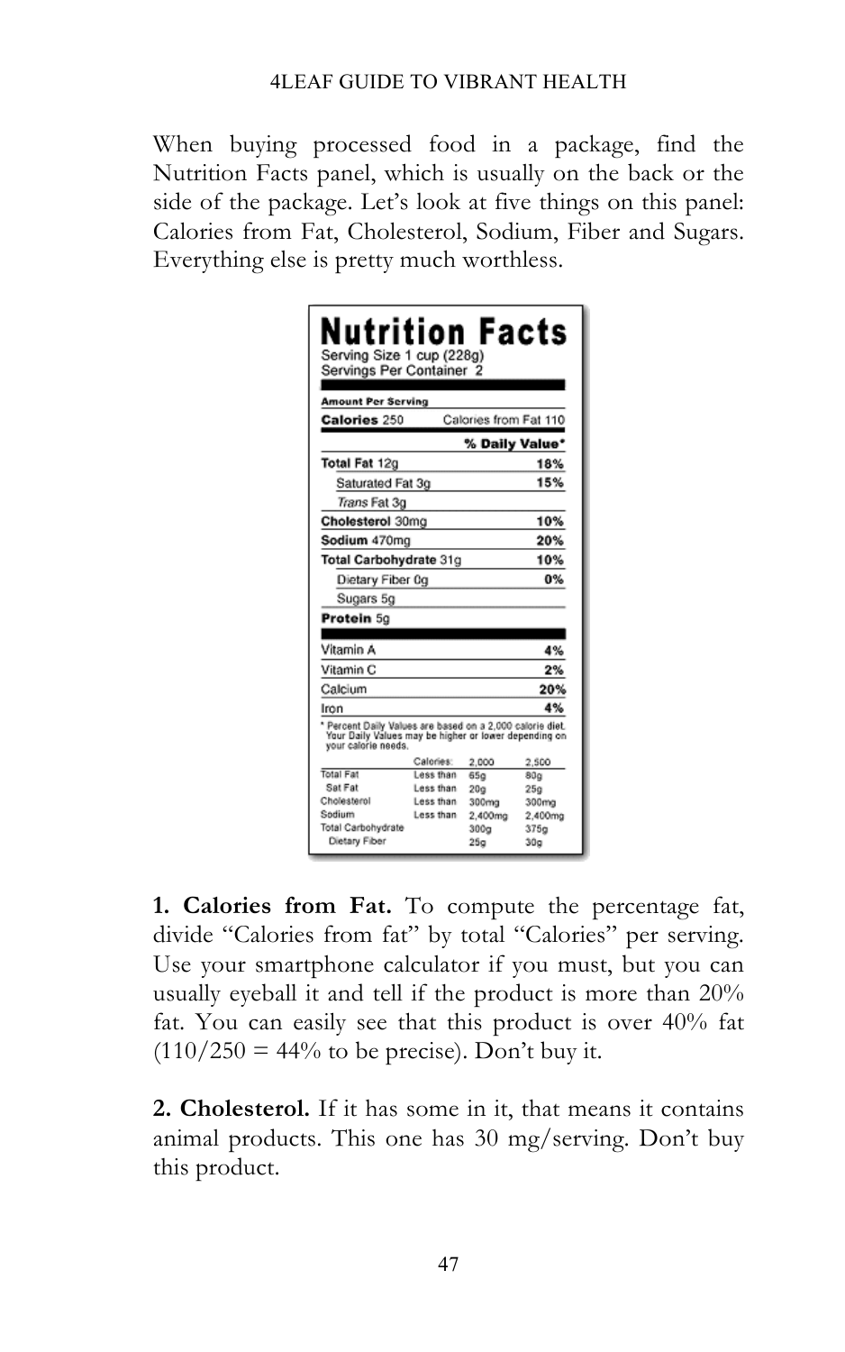When buying processed food in a package, find the Nutrition Facts panel, which is usually on the back or the side of the package. Let's look at five things on this panel: Calories from Fat, Cholesterol, Sodium, Fiber and Sugars. Everything else is pretty much worthless.

**Nutrition Facts**
Serving Size 1 cup (228g)
Servings Per Container 2

| **Amount Per Serving** | |
|---|---|
| **Calories** 250 | Calories from Fat 110 |
| | **% Daily Value*** |
| **Total Fat** 12g | **18%** |
| Saturated Fat 3g | **15%** |
| *Trans* Fat 3g | |
| **Cholesterol** 30mg | **10%** |
| **Sodium** 470mg | **20%** |
| **Total Carbohydrate** 31g | **10%** |
| Dietary Fiber 0g | **0%** |
| Sugars 5g | |
| **Protein** 5g | |
| Vitamin A | **4%** |
| Vitamin C | **2%** |
| Calcium | **20%** |
| Iron | **4%** |

\* Percent Daily Values are based on a 2,000 calorie diet. Your Daily Values may be higher or lower depending on your calorie needs.

| | Calories: | 2,000 | 2,500 |
|---|---|---|---|
| Total Fat | Less than | 65g | 80g |
| Sat Fat | Less than | 20g | 25g |
| Cholesterol | Less than | 300mg | 300mg |
| Sodium | Less than | 2,400mg | 2,400mg |
| Total Carbohydrate | | 300g | 375g |
| Dietary Fiber | | 25g | 30g |

**1. Calories from Fat.** To compute the percentage fat, divide "Calories from fat" by total "Calories" per serving. Use your smartphone calculator if you must, but you can usually eyeball it and tell if the product is more than 20% fat. You can easily see that this product is over 40% fat (110/250 = 44% to be precise). Don't buy it.

**2. Cholesterol.** If it has some in it, that means it contains animal products. This one has 30 mg/serving. Don't buy this product.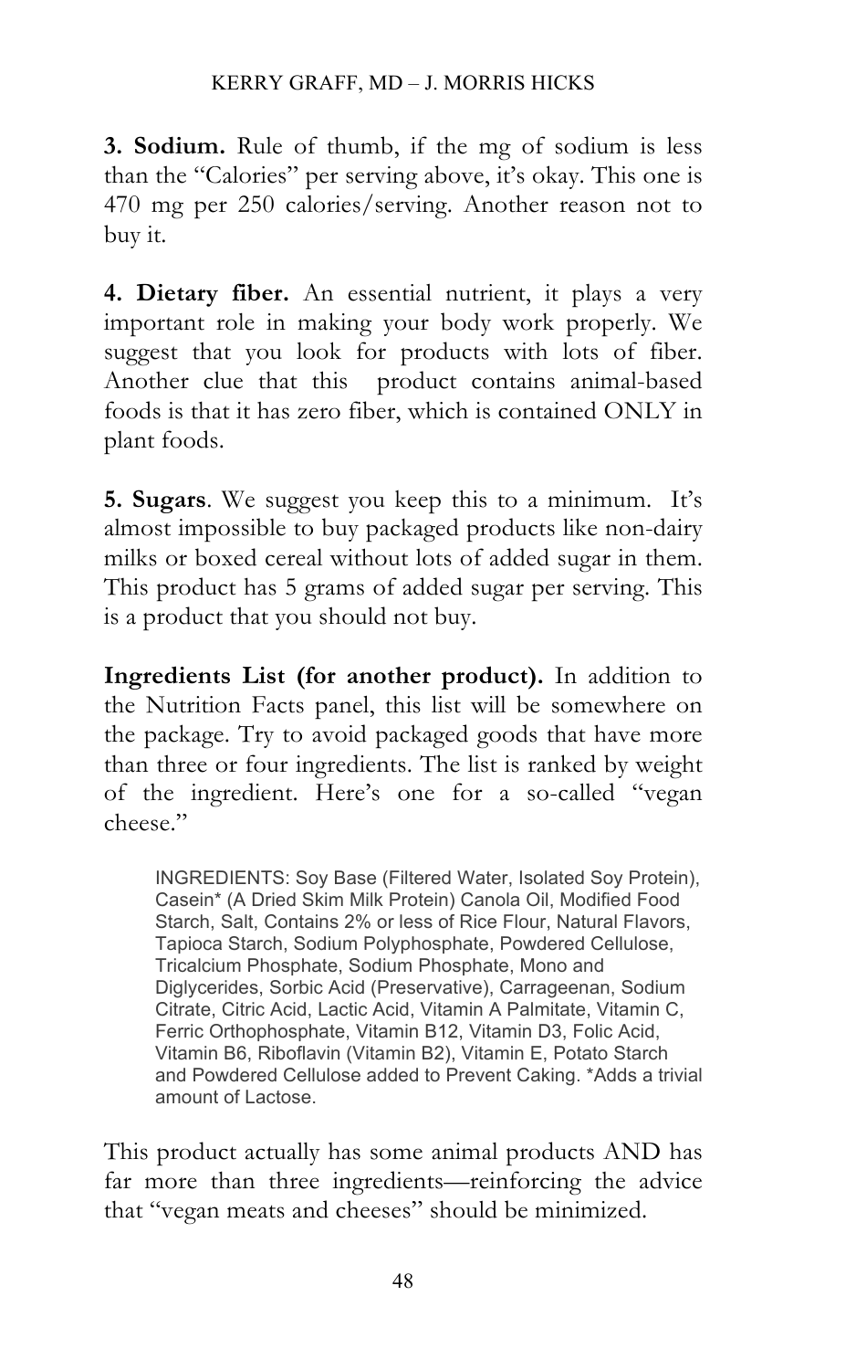**3. Sodium.** Rule of thumb, if the mg of sodium is less than the "Calories" per serving above, it's okay. This one is 470 mg per 250 calories/serving. Another reason not to buy it.

**4. Dietary fiber.** An essential nutrient, it plays a very important role in making your body work properly. We suggest that you look for products with lots of fiber. Another clue that this product contains animal-based foods is that it has zero fiber, which is contained ONLY in plant foods.

**5. Sugars**. We suggest you keep this to a minimum. It's almost impossible to buy packaged products like non-dairy milks or boxed cereal without lots of added sugar in them. This product has 5 grams of added sugar per serving. This is a product that you should not buy.

**Ingredients List (for another product).** In addition to the Nutrition Facts panel, this list will be somewhere on the package. Try to avoid packaged goods that have more than three or four ingredients. The list is ranked by weight of the ingredient. Here's one for a so-called "vegan cheese."

> INGREDIENTS: Soy Base (Filtered Water, Isolated Soy Protein), Casein* (A Dried Skim Milk Protein) Canola Oil, Modified Food Starch, Salt, Contains 2% or less of Rice Flour, Natural Flavors, Tapioca Starch, Sodium Polyphosphate, Powdered Cellulose, Tricalcium Phosphate, Sodium Phosphate, Mono and Diglycerides, Sorbic Acid (Preservative), Carrageenan, Sodium Citrate, Citric Acid, Lactic Acid, Vitamin A Palmitate, Vitamin C, Ferric Orthophosphate, Vitamin B12, Vitamin D3, Folic Acid, Vitamin B6, Riboflavin (Vitamin B2), Vitamin E, Potato Starch and Powdered Cellulose added to Prevent Caking. *Adds a trivial amount of Lactose.

This product actually has some animal products AND has far more than three ingredients—reinforcing the advice that "vegan meats and cheeses" should be minimized.